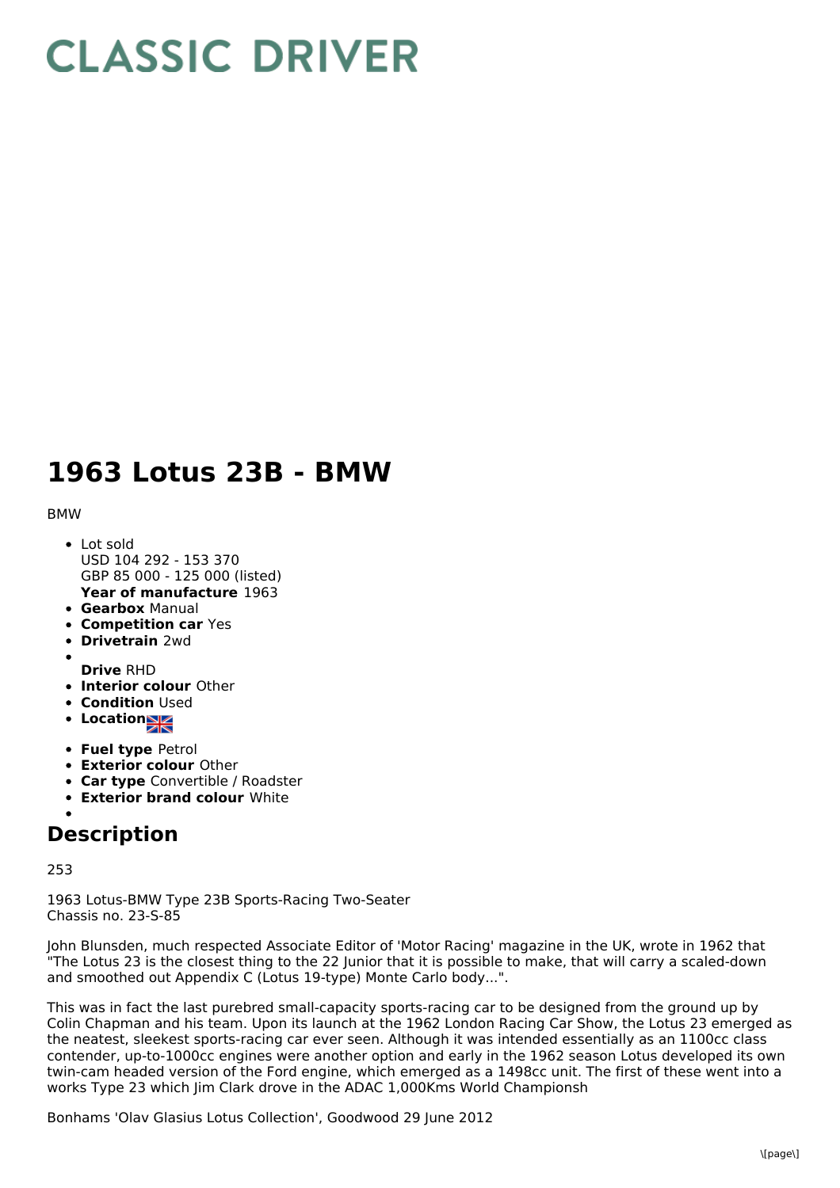# CLASSIC DRIVER

# 1963 Lotus 23B - BMW

BMW

- Lot sold
  USD 104 292 - 153 370
  GBP 85 000 - 125 000 (listed)
  **Year of manufacture** 1963
- **Gearbox** Manual
- **Competition car** Yes
- **Drivetrain** 2wd
- 
  **Drive** RHD
- **Interior colour** Other
- **Condition** Used
- **Location**
- **Fuel type** Petrol
- **Exterior colour** Other
- **Car type** Convertible / Roadster
- **Exterior brand colour** White
- 

## Description

253

1963 Lotus-BMW Type 23B Sports-Racing Two-Seater
Chassis no. 23-S-85

John Blunsden, much respected Associate Editor of 'Motor Racing' magazine in the UK, wrote in 1962 that "The Lotus 23 is the closest thing to the 22 Junior that it is possible to make, that will carry a scaled-down and smoothed out Appendix C (Lotus 19-type) Monte Carlo body...".

This was in fact the last purebred small-capacity sports-racing car to be designed from the ground up by Colin Chapman and his team. Upon its launch at the 1962 London Racing Car Show, the Lotus 23 emerged as the neatest, sleekest sports-racing car ever seen. Although it was intended essentially as an 1100cc class contender, up-to-1000cc engines were another option and early in the 1962 season Lotus developed its own twin-cam headed version of the Ford engine, which emerged as a 1498cc unit. The first of these went into a works Type 23 which Jim Clark drove in the ADAC 1,000Kms World Championsh

Bonhams 'Olav Glasius Lotus Collection', Goodwood 29 June 2012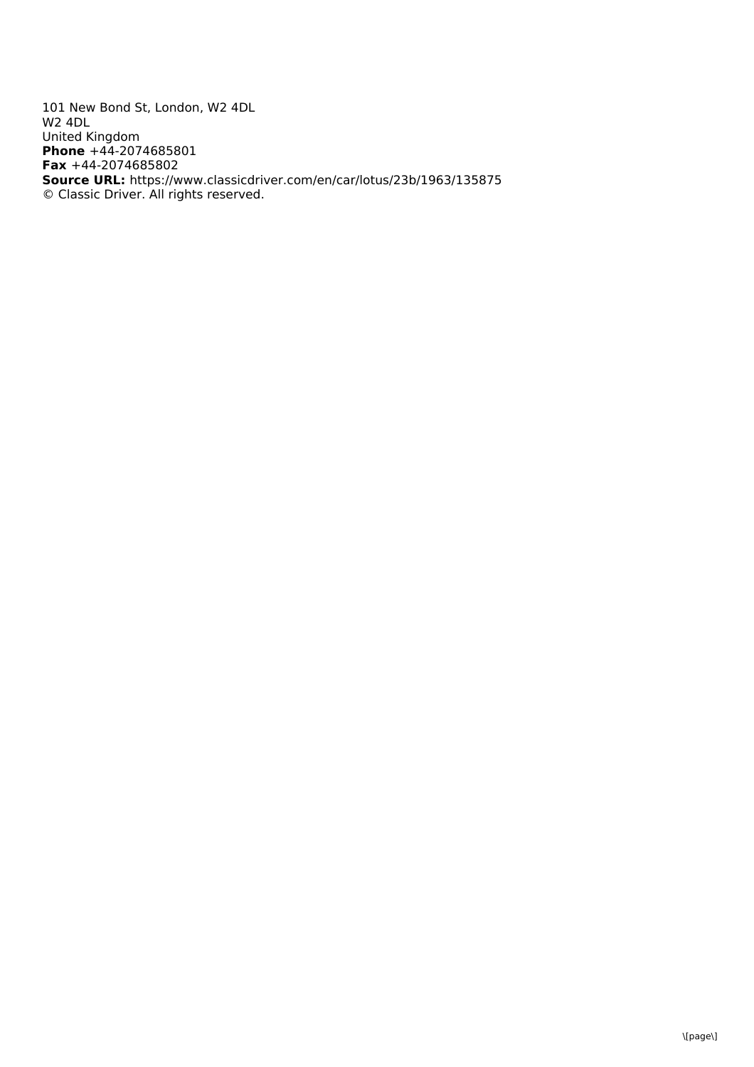101 New Bond St, London, W2 4DL
W2 4DL
United Kingdom
**Phone** +44-2074685801
**Fax** +44-2074685802
**Source URL:** https://www.classicdriver.com/en/car/lotus/23b/1963/135875
© Classic Driver. All rights reserved.